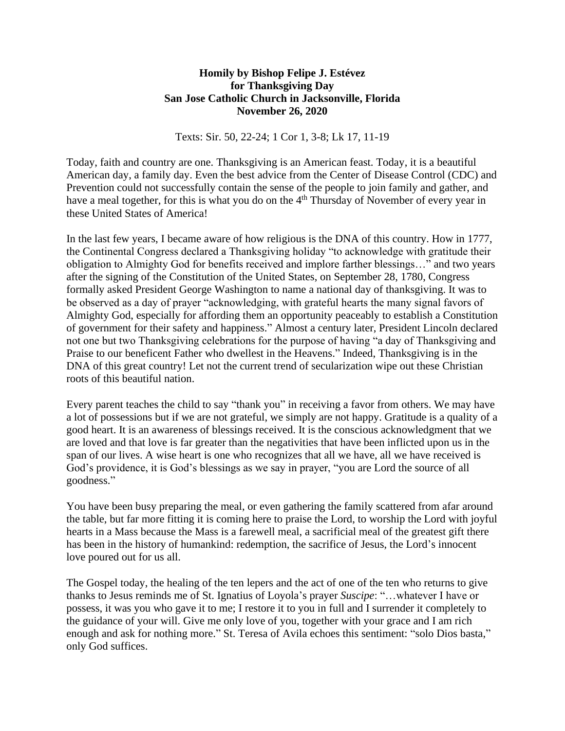**Homily by Bishop Felipe J. Estévez**
**for Thanksgiving Day**
**San Jose Catholic Church in Jacksonville, Florida**
**November 26, 2020**

Texts: Sir. 50, 22-24; 1 Cor 1, 3-8; Lk 17, 11-19

Today, faith and country are one. Thanksgiving is an American feast. Today, it is a beautiful American day, a family day. Even the best advice from the Center of Disease Control (CDC) and Prevention could not successfully contain the sense of the people to join family and gather, and have a meal together, for this is what you do on the 4th Thursday of November of every year in these United States of America!

In the last few years, I became aware of how religious is the DNA of this country. How in 1777, the Continental Congress declared a Thanksgiving holiday "to acknowledge with gratitude their obligation to Almighty God for benefits received and implore farther blessings…" and two years after the signing of the Constitution of the United States, on September 28, 1780, Congress formally asked President George Washington to name a national day of thanksgiving. It was to be observed as a day of prayer "acknowledging, with grateful hearts the many signal favors of Almighty God, especially for affording them an opportunity peaceably to establish a Constitution of government for their safety and happiness." Almost a century later, President Lincoln declared not one but two Thanksgiving celebrations for the purpose of having "a day of Thanksgiving and Praise to our beneficent Father who dwellest in the Heavens." Indeed, Thanksgiving is in the DNA of this great country! Let not the current trend of secularization wipe out these Christian roots of this beautiful nation.

Every parent teaches the child to say "thank you" in receiving a favor from others. We may have a lot of possessions but if we are not grateful, we simply are not happy. Gratitude is a quality of a good heart. It is an awareness of blessings received. It is the conscious acknowledgment that we are loved and that love is far greater than the negativities that have been inflicted upon us in the span of our lives. A wise heart is one who recognizes that all we have, all we have received is God's providence, it is God's blessings as we say in prayer, "you are Lord the source of all goodness."

You have been busy preparing the meal, or even gathering the family scattered from afar around the table, but far more fitting it is coming here to praise the Lord, to worship the Lord with joyful hearts in a Mass because the Mass is a farewell meal, a sacrificial meal of the greatest gift there has been in the history of humankind: redemption, the sacrifice of Jesus, the Lord's innocent love poured out for us all.

The Gospel today, the healing of the ten lepers and the act of one of the ten who returns to give thanks to Jesus reminds me of St. Ignatius of Loyola's prayer *Suscipe*: "…whatever I have or possess, it was you who gave it to me; I restore it to you in full and I surrender it completely to the guidance of your will. Give me only love of you, together with your grace and I am rich enough and ask for nothing more." St. Teresa of Avila echoes this sentiment: "solo Dios basta," only God suffices.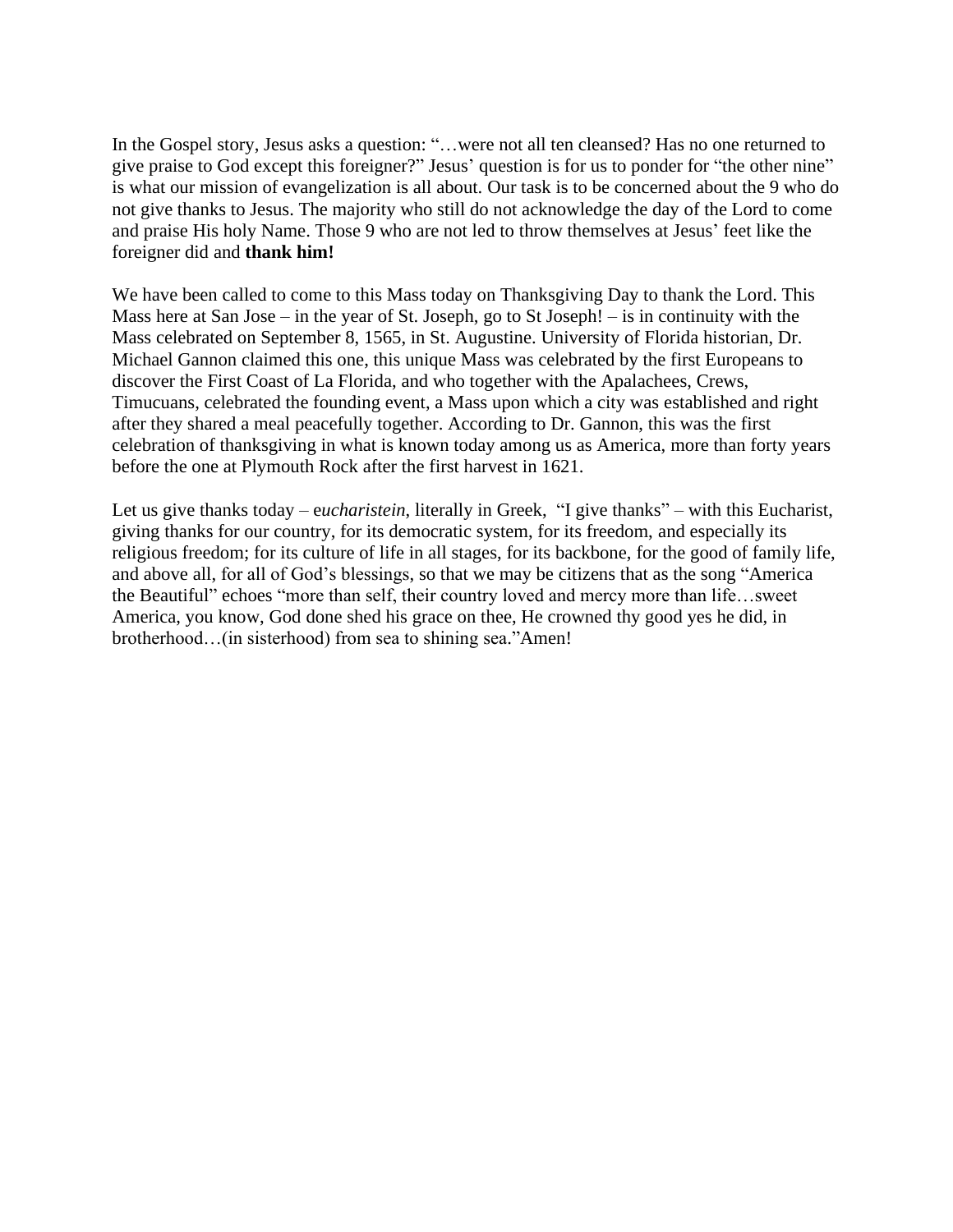In the Gospel story, Jesus asks a question: "…were not all ten cleansed? Has no one returned to give praise to God except this foreigner?" Jesus' question is for us to ponder for "the other nine" is what our mission of evangelization is all about. Our task is to be concerned about the 9 who do not give thanks to Jesus. The majority who still do not acknowledge the day of the Lord to come and praise His holy Name. Those 9 who are not led to throw themselves at Jesus' feet like the foreigner did and **thank him!**

We have been called to come to this Mass today on Thanksgiving Day to thank the Lord. This Mass here at San Jose – in the year of St. Joseph, go to St Joseph! – is in continuity with the Mass celebrated on September 8, 1565, in St. Augustine. University of Florida historian, Dr. Michael Gannon claimed this one, this unique Mass was celebrated by the first Europeans to discover the First Coast of La Florida, and who together with the Apalachees, Crews, Timucuans, celebrated the founding event, a Mass upon which a city was established and right after they shared a meal peacefully together. According to Dr. Gannon, this was the first celebration of thanksgiving in what is known today among us as America, more than forty years before the one at Plymouth Rock after the first harvest in 1621.

Let us give thanks today – e*ucharistein*, literally in Greek, "I give thanks" – with this Eucharist, giving thanks for our country, for its democratic system, for its freedom, and especially its religious freedom; for its culture of life in all stages, for its backbone, for the good of family life, and above all, for all of God's blessings, so that we may be citizens that as the song "America the Beautiful" echoes "more than self, their country loved and mercy more than life…sweet America, you know, God done shed his grace on thee, He crowned thy good yes he did, in brotherhood…(in sisterhood) from sea to shining sea."Amen!